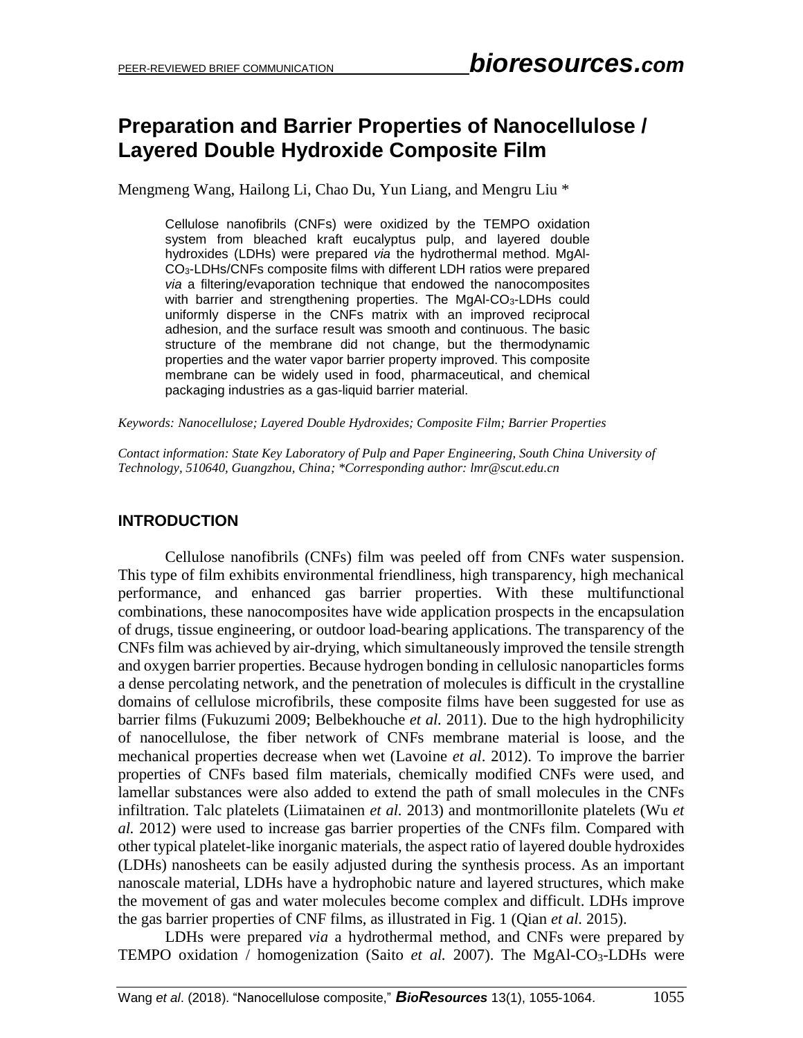# Preparation and Barrier Properties of Nanocellulose / Layered Double Hydroxide Composite Film

Mengmeng Wang, Hailong Li, Chao Du, Yun Liang, and Mengru Liu *

> Cellulose nanofibrils (CNFs) were oxidized by the TEMPO oxidation system from bleached kraft eucalyptus pulp, and layered double hydroxides (LDHs) were prepared *via* the hydrothermal method. MgAl-$CO_3$-LDHs/CNFs composite films with different LDH ratios were prepared *via* a filtering/evaporation technique that endowed the nanocomposites with barrier and strengthening properties. The MgAl-$CO_3$-LDHs could uniformly disperse in the CNFs matrix with an improved reciprocal adhesion, and the surface result was smooth and continuous. The basic structure of the membrane did not change, but the thermodynamic properties and the water vapor barrier property improved. This composite membrane can be widely used in food, pharmaceutical, and chemical packaging industries as a gas-liquid barrier material.

*Keywords: Nanocellulose; Layered Double Hydroxides; Composite Film; Barrier Properties*

*Contact information: State Key Laboratory of Pulp and Paper Engineering, South China University of Technology, 510640, Guangzhou, China; *Corresponding author: lmr@scut.edu.cn*

## INTRODUCTION

Cellulose nanofibrils (CNFs) film was peeled off from CNFs water suspension. This type of film exhibits environmental friendliness, high transparency, high mechanical performance, and enhanced gas barrier properties. With these multifunctional combinations, these nanocomposites have wide application prospects in the encapsulation of drugs, tissue engineering, or outdoor load-bearing applications. The transparency of the CNFs film was achieved by air-drying, which simultaneously improved the tensile strength and oxygen barrier properties. Because hydrogen bonding in cellulosic nanoparticles forms a dense percolating network, and the penetration of molecules is difficult in the crystalline domains of cellulose microfibrils, these composite films have been suggested for use as barrier films (Fukuzumi 2009; Belbekhouche *et al.* 2011). Due to the high hydrophilicity of nanocellulose, the fiber network of CNFs membrane material is loose, and the mechanical properties decrease when wet (Lavoine *et al*. 2012). To improve the barrier properties of CNFs based film materials, chemically modified CNFs were used, and lamellar substances were also added to extend the path of small molecules in the CNFs infiltration. Talc platelets (Liimatainen *et al.* 2013) and montmorillonite platelets (Wu *et al.* 2012) were used to increase gas barrier properties of the CNFs film. Compared with other typical platelet-like inorganic materials, the aspect ratio of layered double hydroxides (LDHs) nanosheets can be easily adjusted during the synthesis process. As an important nanoscale material, LDHs have a hydrophobic nature and layered structures, which make the movement of gas and water molecules become complex and difficult. LDHs improve the gas barrier properties of CNF films, as illustrated in Fig. 1 (Qian *et al.* 2015).

LDHs were prepared *via* a hydrothermal method, and CNFs were prepared by TEMPO oxidation / homogenization (Saito *et al.* 2007). The MgAl-$CO_3$-LDHs were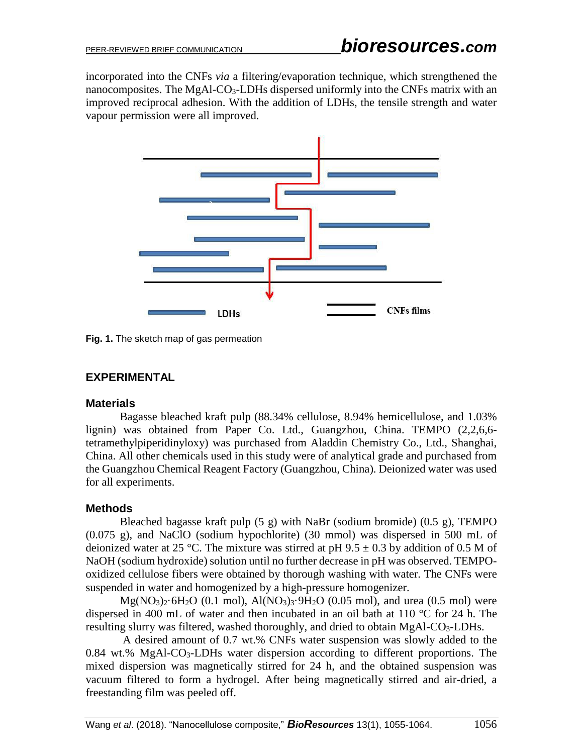incorporated into the CNFs *via* a filtering/evaporation technique, which strengthened the nanocomposites. The MgAl-$CO_3$-LDHs dispersed uniformly into the CNFs matrix with an improved reciprocal adhesion. With the addition of LDHs, the tensile strength and water vapour permission were all improved.

**Fig. 1.** The sketch map of gas permeation

## EXPERIMENTAL

### Materials

Bagasse bleached kraft pulp (88.34% cellulose, 8.94% hemicellulose, and 1.03% lignin) was obtained from Paper Co. Ltd., Guangzhou, China. TEMPO (2,2,6,6-tetramethylpiperidinyloxy) was purchased from Aladdin Chemistry Co., Ltd., Shanghai, China. All other chemicals used in this study were of analytical grade and purchased from the Guangzhou Chemical Reagent Factory (Guangzhou, China). Deionized water was used for all experiments.

### Methods

Bleached bagasse kraft pulp (5 g) with NaBr (sodium bromide) (0.5 g), TEMPO (0.075 g), and NaClO (sodium hypochlorite) (30 mmol) was dispersed in 500 mL of deionized water at 25 °C. The mixture was stirred at pH 9.5 ± 0.3 by addition of 0.5 M of NaOH (sodium hydroxide) solution until no further decrease in pH was observed. TEMPO-oxidized cellulose fibers were obtained by thorough washing with water. The CNFs were suspended in water and homogenized by a high-pressure homogenizer.

$Mg(NO_3)_2{\cdot}6H_2O$ (0.1 mol), $Al(NO_3)_3{\cdot}9H_2O$ (0.05 mol), and urea (0.5 mol) were dispersed in 400 mL of water and then incubated in an oil bath at 110 °C for 24 h. The resulting slurry was filtered, washed thoroughly, and dried to obtain MgAl-$CO_3$-LDHs.

A desired amount of 0.7 wt.% CNFs water suspension was slowly added to the 0.84 wt.% MgAl-$CO_3$-LDHs water dispersion according to different proportions. The mixed dispersion was magnetically stirred for 24 h, and the obtained suspension was vacuum filtered to form a hydrogel. After being magnetically stirred and air-dried, a freestanding film was peeled off.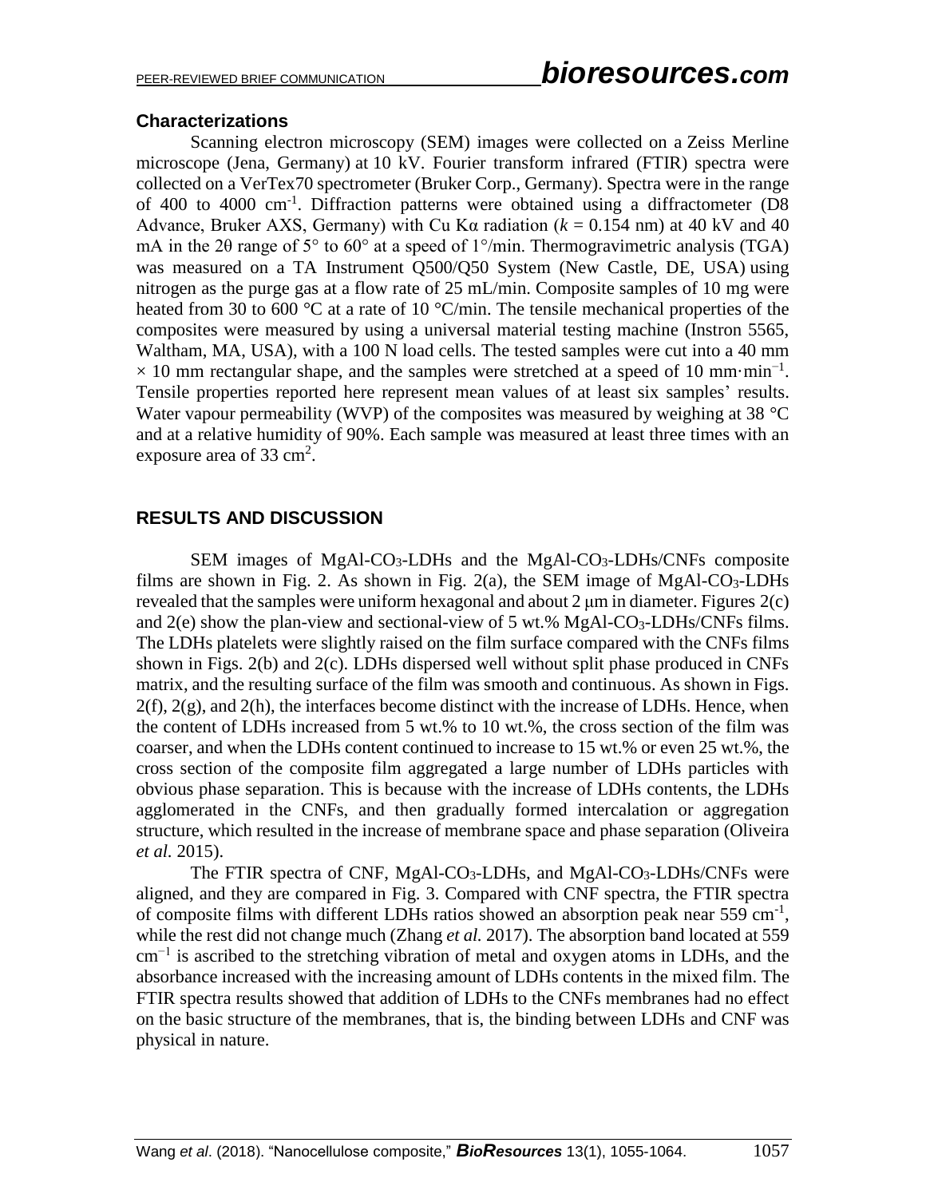### Characterizations

Scanning electron microscopy (SEM) images were collected on a Zeiss Merline microscope (Jena, Germany) at 10 kV. Fourier transform infrared (FTIR) spectra were collected on a VerTex70 spectrometer (Bruker Corp., Germany). Spectra were in the range of 400 to 4000 $cm^{-1}$. Diffraction patterns were obtained using a diffractometer (D8 Advance, Bruker AXS, Germany) with Cu Kα radiation ($k$ = 0.154 nm) at 40 kV and 40 mA in the 2θ range of 5° to 60° at a speed of 1°/min. Thermogravimetric analysis (TGA) was measured on a TA Instrument Q500/Q50 System (New Castle, DE, USA) using nitrogen as the purge gas at a flow rate of 25 mL/min. Composite samples of 10 mg were heated from 30 to 600 °C at a rate of 10 °C/min. The tensile mechanical properties of the composites were measured by using a universal material testing machine (Instron 5565, Waltham, MA, USA), with a 100 N load cells. The tested samples were cut into a 40 mm × 10 mm rectangular shape, and the samples were stretched at a speed of 10 $mm \cdot min^{-1}$. Tensile properties reported here represent mean values of at least six samples' results. Water vapour permeability (WVP) of the composites was measured by weighing at 38 °C and at a relative humidity of 90%. Each sample was measured at least three times with an exposure area of 33 $cm^2$.

## RESULTS AND DISCUSSION

SEM images of MgAl-$CO_3$-LDHs and the MgAl-$CO_3$-LDHs/CNFs composite films are shown in Fig. 2. As shown in Fig. 2(a), the SEM image of MgAl-$CO_3$-LDHs revealed that the samples were uniform hexagonal and about 2 μm in diameter. Figures 2(c) and 2(e) show the plan-view and sectional-view of 5 wt.% MgAl-$CO_3$-LDHs/CNFs films. The LDHs platelets were slightly raised on the film surface compared with the CNFs films shown in Figs. 2(b) and 2(c). LDHs dispersed well without split phase produced in CNFs matrix, and the resulting surface of the film was smooth and continuous. As shown in Figs. 2(f), 2(g), and 2(h), the interfaces become distinct with the increase of LDHs. Hence, when the content of LDHs increased from 5 wt.% to 10 wt.%, the cross section of the film was coarser, and when the LDHs content continued to increase to 15 wt.% or even 25 wt.%, the cross section of the composite film aggregated a large number of LDHs particles with obvious phase separation. This is because with the increase of LDHs contents, the LDHs agglomerated in the CNFs, and then gradually formed intercalation or aggregation structure, which resulted in the increase of membrane space and phase separation (Oliveira *et al.* 2015).

The FTIR spectra of CNF, MgAl-$CO_3$-LDHs, and MgAl-$CO_3$-LDHs/CNFs were aligned, and they are compared in Fig. 3. Compared with CNF spectra, the FTIR spectra of composite films with different LDHs ratios showed an absorption peak near 559 $cm^{-1}$, while the rest did not change much (Zhang *et al.* 2017). The absorption band located at 559 $cm^{-1}$ is ascribed to the stretching vibration of metal and oxygen atoms in LDHs, and the absorbance increased with the increasing amount of LDHs contents in the mixed film. The FTIR spectra results showed that addition of LDHs to the CNFs membranes had no effect on the basic structure of the membranes, that is, the binding between LDHs and CNF was physical in nature.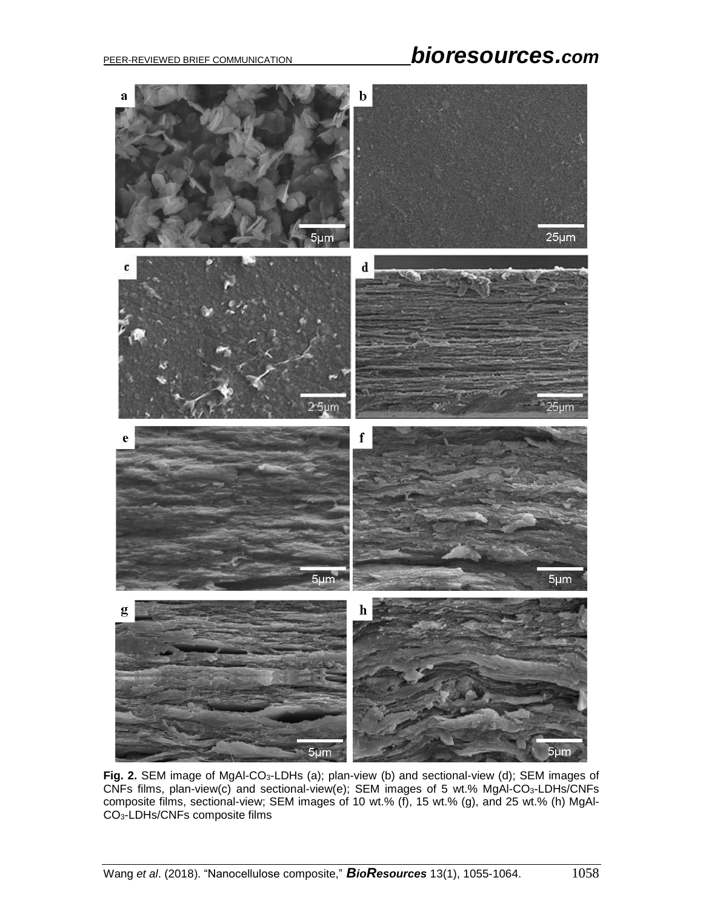**Fig. 2.** SEM image of MgAl-$CO_3$-LDHs (a); plan-view (b) and sectional-view (d); SEM images of CNFs films, plan-view(c) and sectional-view(e); SEM images of 5 wt.% MgAl-$CO_3$-LDHs/CNFs composite films, sectional-view; SEM images of 10 wt.% (f), 15 wt.% (g), and 25 wt.% (h) MgAl-$CO_3$-LDHs/CNFs composite films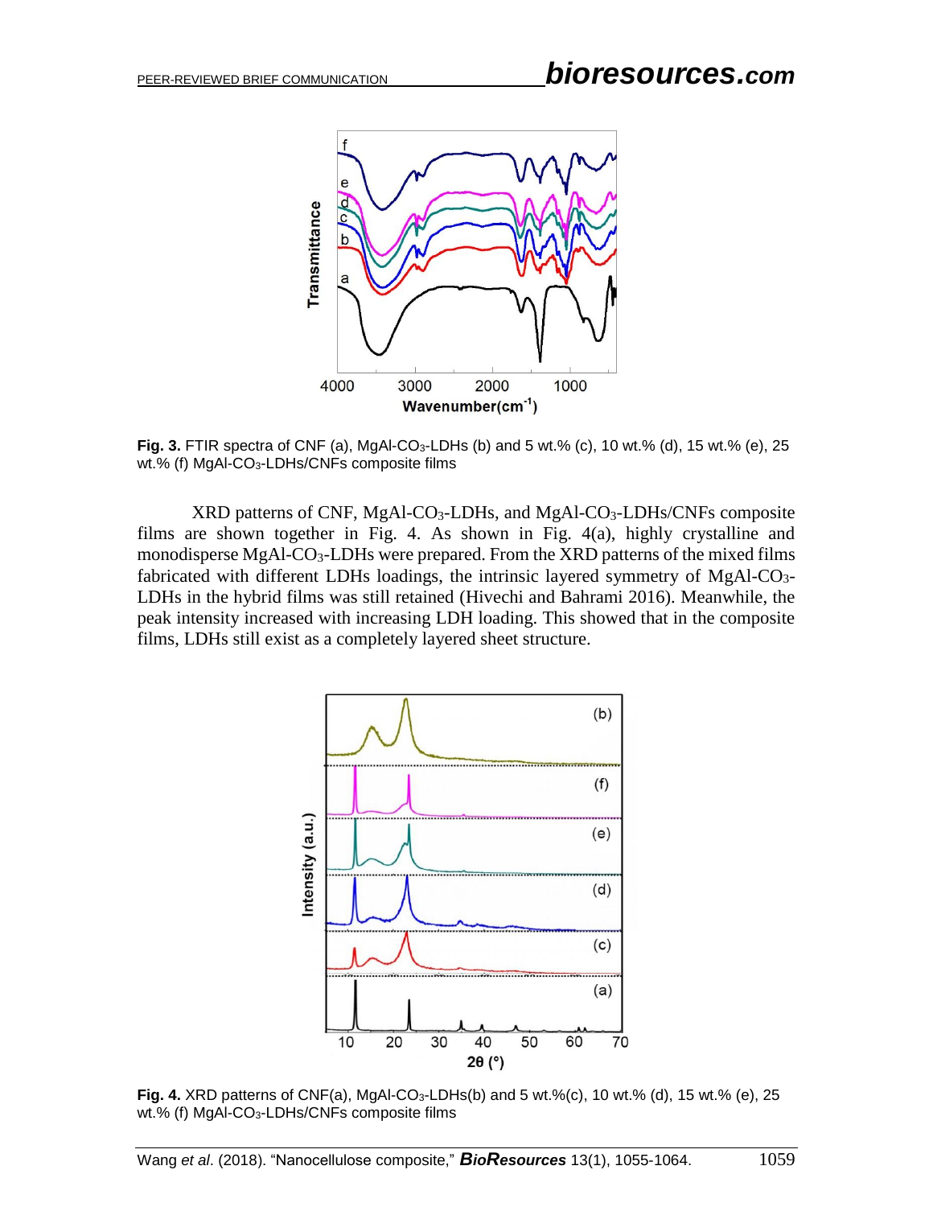**Fig. 3.** FTIR spectra of CNF (a), MgAl-$CO_3$-LDHs (b) and 5 wt.% (c), 10 wt.% (d), 15 wt.% (e), 25 wt.% (f) MgAl-$CO_3$-LDHs/CNFs composite films

XRD patterns of CNF, MgAl-$CO_3$-LDHs, and MgAl-$CO_3$-LDHs/CNFs composite films are shown together in Fig. 4. As shown in Fig. 4(a), highly crystalline and monodisperse MgAl-$CO_3$-LDHs were prepared. From the XRD patterns of the mixed films fabricated with different LDHs loadings, the intrinsic layered symmetry of MgAl-$CO_3$-LDHs in the hybrid films was still retained (Hivechi and Bahrami 2016). Meanwhile, the peak intensity increased with increasing LDH loading. This showed that in the composite films, LDHs still exist as a completely layered sheet structure.

**Fig. 4.** XRD patterns of CNF(a), MgAl-$CO_3$-LDHs(b) and 5 wt.%(c), 10 wt.% (d), 15 wt.% (e), 25 wt.% (f) MgAl-$CO_3$-LDHs/CNFs composite films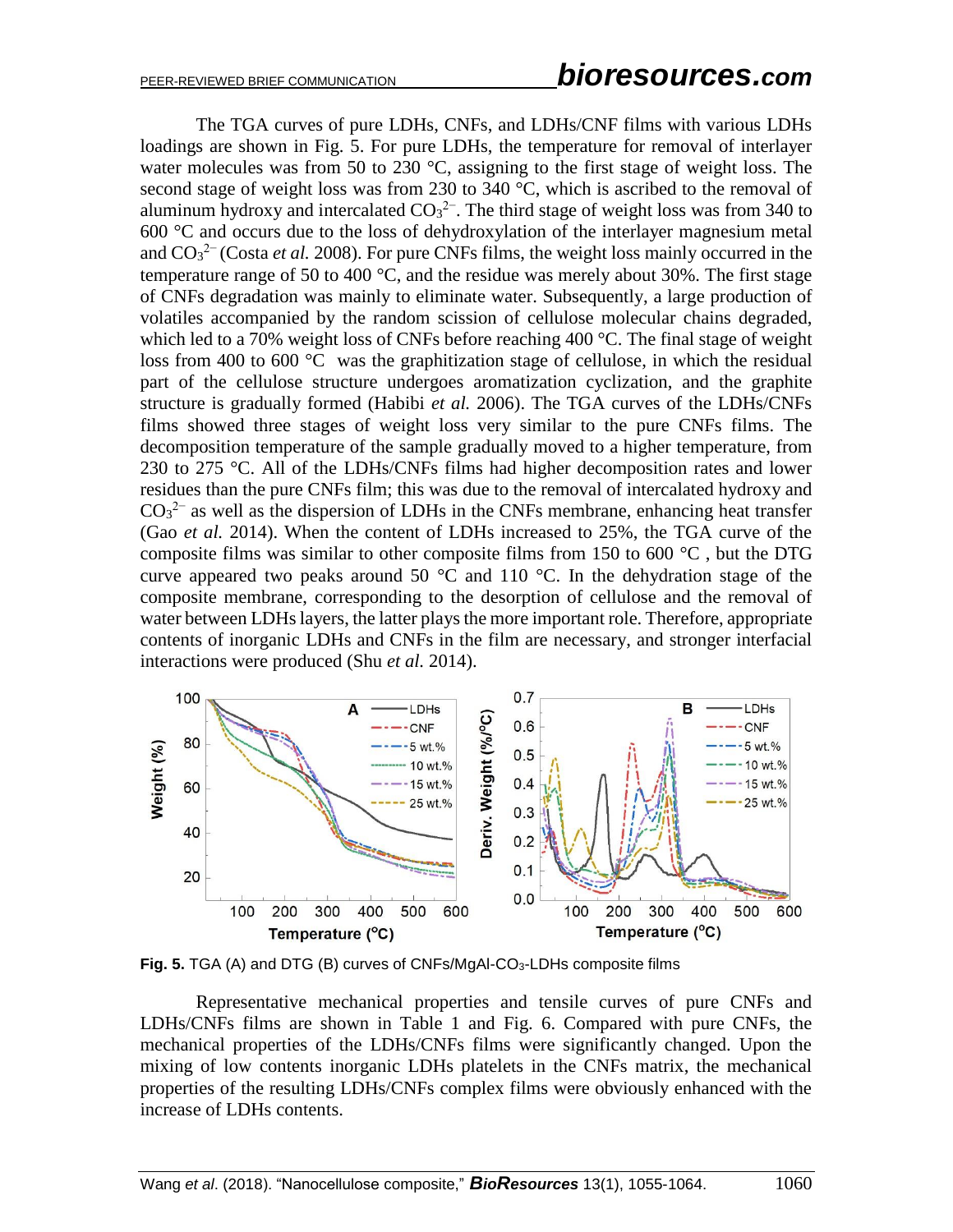The TGA curves of pure LDHs, CNFs, and LDHs/CNF films with various LDHs loadings are shown in Fig. 5. For pure LDHs, the temperature for removal of interlayer water molecules was from 50 to 230 °C, assigning to the first stage of weight loss. The second stage of weight loss was from 230 to 340 °C, which is ascribed to the removal of aluminum hydroxy and intercalated $CO_3^{2-}$. The third stage of weight loss was from 340 to 600 °C and occurs due to the loss of dehydroxylation of the interlayer magnesium metal and $CO_3^{2-}$ (Costa *et al.* 2008). For pure CNFs films, the weight loss mainly occurred in the temperature range of 50 to 400 °C, and the residue was merely about 30%. The first stage of CNFs degradation was mainly to eliminate water. Subsequently, a large production of volatiles accompanied by the random scission of cellulose molecular chains degraded, which led to a 70% weight loss of CNFs before reaching 400 °C. The final stage of weight loss from 400 to 600 °C was the graphitization stage of cellulose, in which the residual part of the cellulose structure undergoes aromatization cyclization, and the graphite structure is gradually formed (Habibi *et al.* 2006). The TGA curves of the LDHs/CNFs films showed three stages of weight loss very similar to the pure CNFs films. The decomposition temperature of the sample gradually moved to a higher temperature, from 230 to 275 °C. All of the LDHs/CNFs films had higher decomposition rates and lower residues than the pure CNFs film; this was due to the removal of intercalated hydroxy and $CO_3^{2-}$ as well as the dispersion of LDHs in the CNFs membrane, enhancing heat transfer (Gao *et al.* 2014). When the content of LDHs increased to 25%, the TGA curve of the composite films was similar to other composite films from 150 to 600 °C , but the DTG curve appeared two peaks around 50 °C and 110 °C. In the dehydration stage of the composite membrane, corresponding to the desorption of cellulose and the removal of water between LDHs layers, the latter plays the more important role. Therefore, appropriate contents of inorganic LDHs and CNFs in the film are necessary, and stronger interfacial interactions were produced (Shu *et al.* 2014).

**Fig. 5.** TGA (A) and DTG (B) curves of CNFs/MgAl-$CO_3$-LDHs composite films

Representative mechanical properties and tensile curves of pure CNFs and LDHs/CNFs films are shown in Table 1 and Fig. 6. Compared with pure CNFs, the mechanical properties of the LDHs/CNFs films were significantly changed. Upon the mixing of low contents inorganic LDHs platelets in the CNFs matrix, the mechanical properties of the resulting LDHs/CNFs complex films were obviously enhanced with the increase of LDHs contents.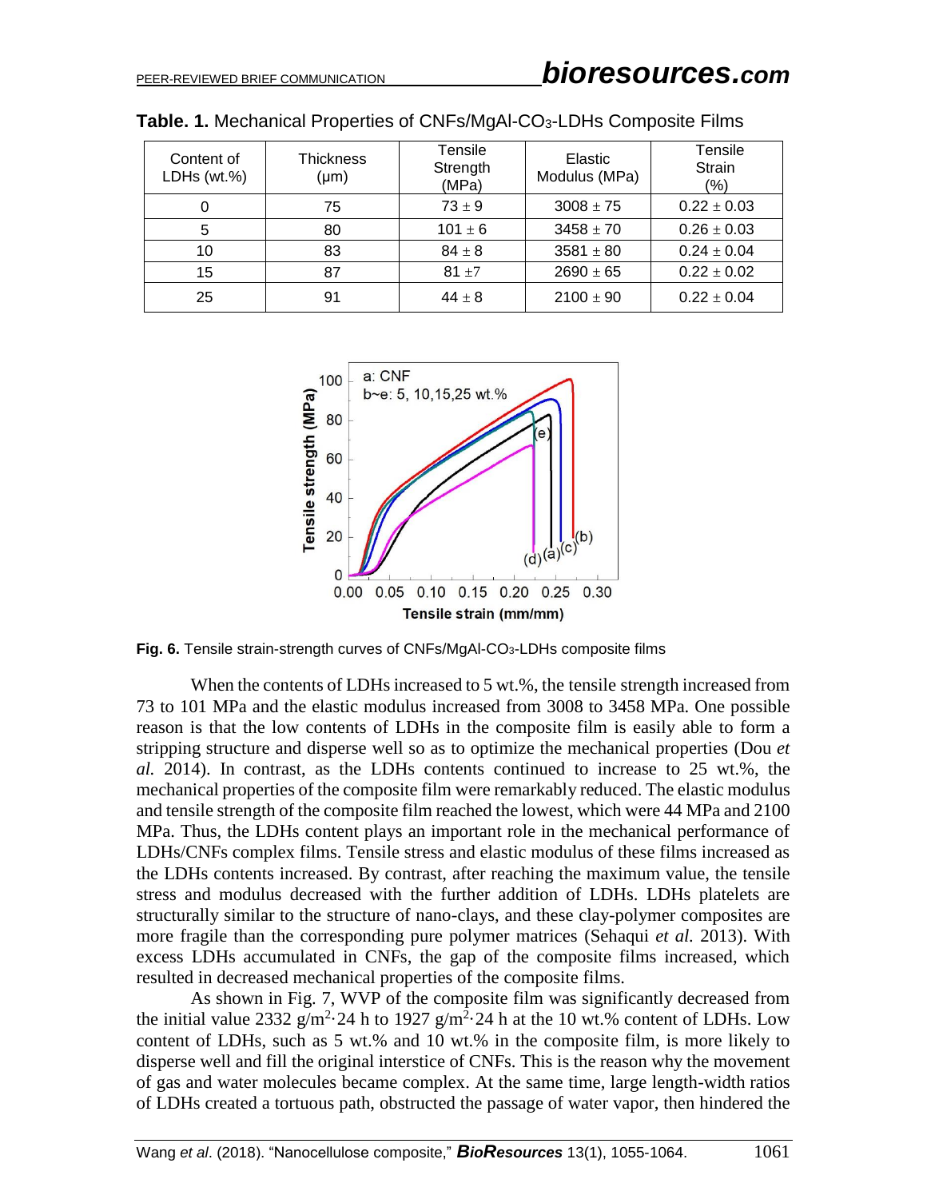**Table. 1.** Mechanical Properties of CNFs/MgAl-$CO_3$-LDHs Composite Films

| Content of LDHs (wt.%) | Thickness (μm) | Tensile Strength (MPa) | Elastic Modulus (MPa) | Tensile Strain (%) |
|---|---|---|---|---|
| 0 | 75 | 73 ± 9 | 3008 ± 75 | 0.22 ± 0.03 |
| 5 | 80 | 101 ± 6 | 3458 ± 70 | 0.26 ± 0.03 |
| 10 | 83 | 84 ± 8 | 3581 ± 80 | 0.24 ± 0.04 |
| 15 | 87 | 81 ±7 | 2690 ± 65 | 0.22 ± 0.02 |
| 25 | 91 | 44 ± 8 | 2100 ± 90 | 0.22 ± 0.04 |

**Fig. 6.** Tensile strain-strength curves of CNFs/MgAl-$CO_3$-LDHs composite films

When the contents of LDHs increased to 5 wt.%, the tensile strength increased from 73 to 101 MPa and the elastic modulus increased from 3008 to 3458 MPa. One possible reason is that the low contents of LDHs in the composite film is easily able to form a stripping structure and disperse well so as to optimize the mechanical properties (Dou *et al.* 2014). In contrast, as the LDHs contents continued to increase to 25 wt.%, the mechanical properties of the composite film were remarkably reduced. The elastic modulus and tensile strength of the composite film reached the lowest, which were 44 MPa and 2100 MPa. Thus, the LDHs content plays an important role in the mechanical performance of LDHs/CNFs complex films. Tensile stress and elastic modulus of these films increased as the LDHs contents increased. By contrast, after reaching the maximum value, the tensile stress and modulus decreased with the further addition of LDHs. LDHs platelets are structurally similar to the structure of nano-clays, and these clay-polymer composites are more fragile than the corresponding pure polymer matrices (Sehaqui *et al.* 2013). With excess LDHs accumulated in CNFs, the gap of the composite films increased, which resulted in decreased mechanical properties of the composite films.

As shown in Fig. 7, WVP of the composite film was significantly decreased from the initial value 2332 $g/m^2 \cdot 24$ h to 1927 $g/m^2 \cdot 24$ h at the 10 wt.% content of LDHs. Low content of LDHs, such as 5 wt.% and 10 wt.% in the composite film, is more likely to disperse well and fill the original interstice of CNFs. This is the reason why the movement of gas and water molecules became complex. At the same time, large length-width ratios of LDHs created a tortuous path, obstructed the passage of water vapor, then hindered the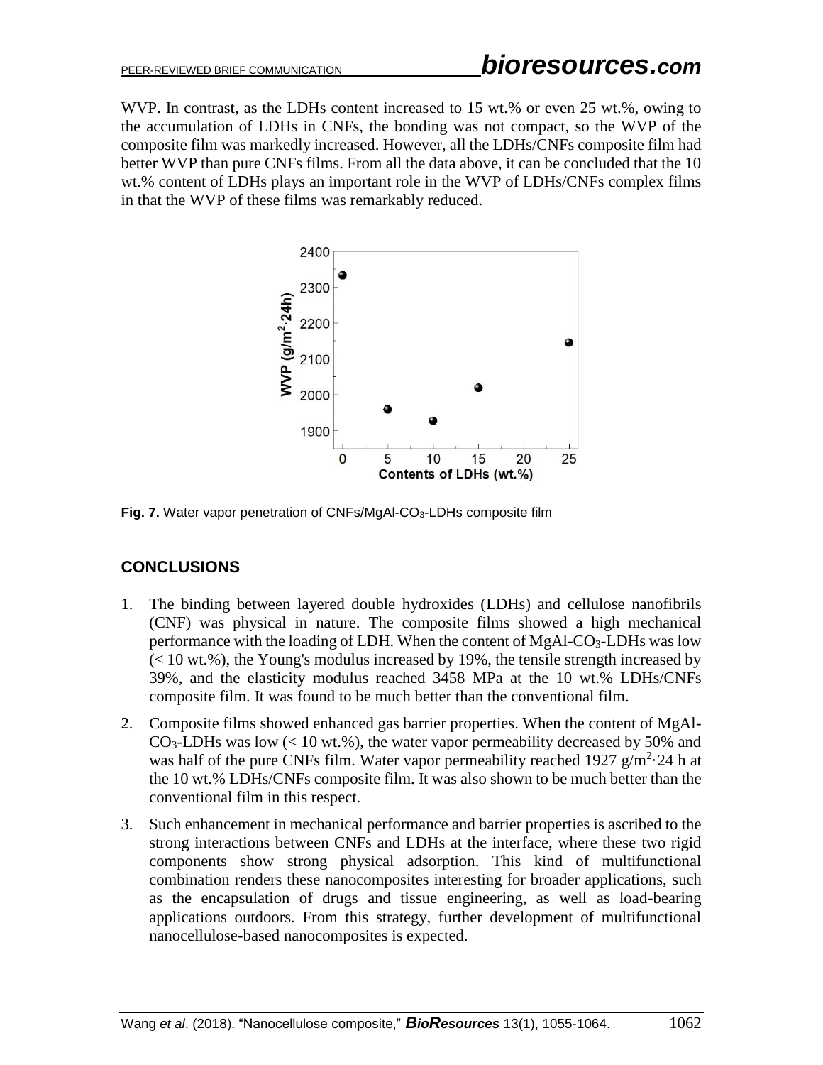WVP. In contrast, as the LDHs content increased to 15 wt.% or even 25 wt.%, owing to the accumulation of LDHs in CNFs, the bonding was not compact, so the WVP of the composite film was markedly increased. However, all the LDHs/CNFs composite film had better WVP than pure CNFs films. From all the data above, it can be concluded that the 10 wt.% content of LDHs plays an important role in the WVP of LDHs/CNFs complex films in that the WVP of these films was remarkably reduced.

**Fig. 7.** Water vapor penetration of CNFs/MgAl-$CO_3$-LDHs composite film

## CONCLUSIONS

1. The binding between layered double hydroxides (LDHs) and cellulose nanofibrils (CNF) was physical in nature. The composite films showed a high mechanical performance with the loading of LDH. When the content of MgAl-$CO_3$-LDHs was low (< 10 wt.%), the Young's modulus increased by 19%, the tensile strength increased by 39%, and the elasticity modulus reached 3458 MPa at the 10 wt.% LDHs/CNFs composite film. It was found to be much better than the conventional film.
2. Composite films showed enhanced gas barrier properties. When the content of MgAl-$CO_3$-LDHs was low (< 10 wt.%), the water vapor permeability decreased by 50% and was half of the pure CNFs film. Water vapor permeability reached 1927 $g/m^2 \cdot 24$ h at the 10 wt.% LDHs/CNFs composite film. It was also shown to be much better than the conventional film in this respect.
3. Such enhancement in mechanical performance and barrier properties is ascribed to the strong interactions between CNFs and LDHs at the interface, where these two rigid components show strong physical adsorption. This kind of multifunctional combination renders these nanocomposites interesting for broader applications, such as the encapsulation of drugs and tissue engineering, as well as load-bearing applications outdoors. From this strategy, further development of multifunctional nanocellulose-based nanocomposites is expected.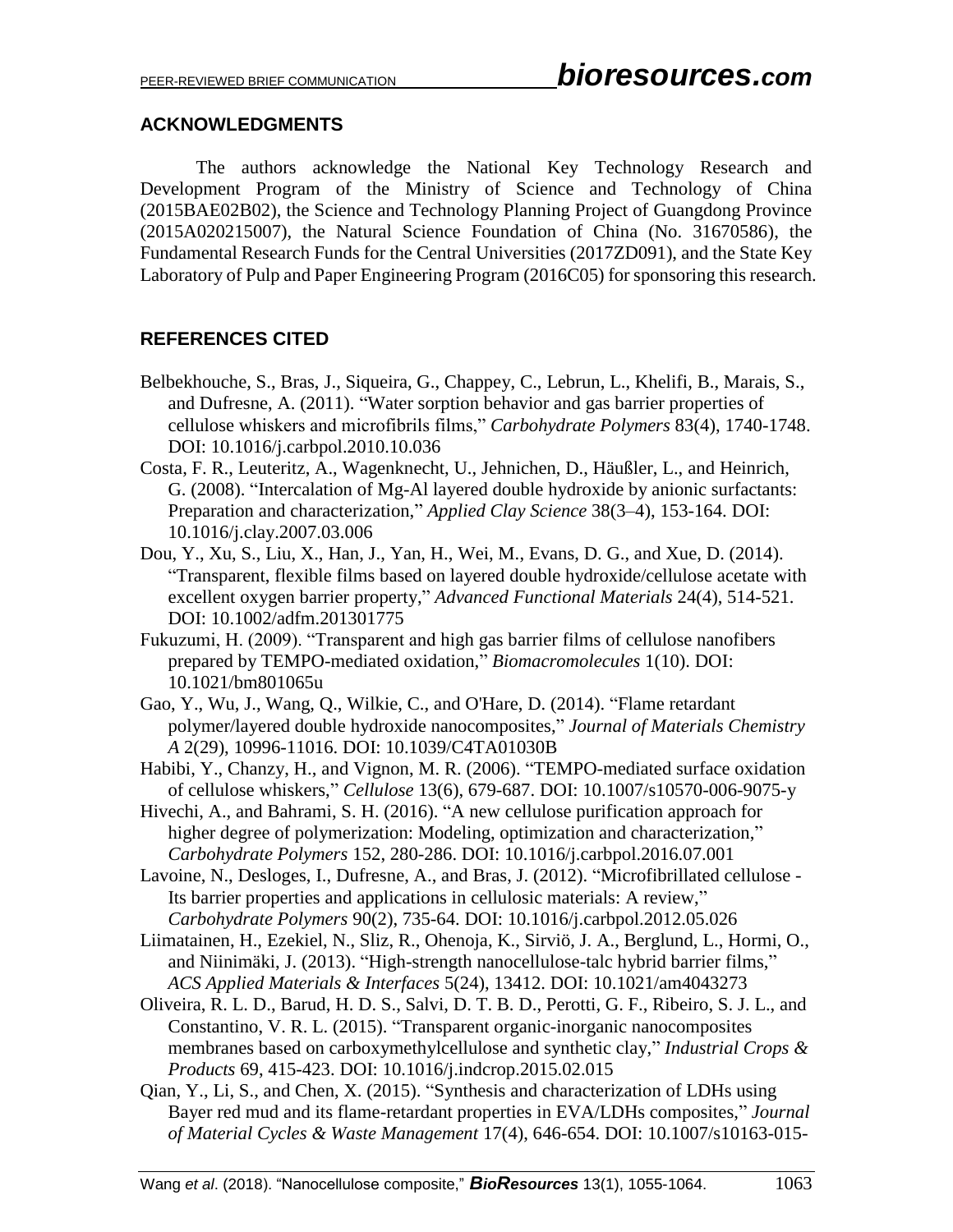## ACKNOWLEDGMENTS

The authors acknowledge the National Key Technology Research and Development Program of the Ministry of Science and Technology of China (2015BAE02B02), the Science and Technology Planning Project of Guangdong Province (2015A020215007), the Natural Science Foundation of China (No. 31670586), the Fundamental Research Funds for the Central Universities (2017ZD091), and the State Key Laboratory of Pulp and Paper Engineering Program (2016C05) for sponsoring this research.

## REFERENCES CITED

Belbekhouche, S., Bras, J., Siqueira, G., Chappey, C., Lebrun, L., Khelifi, B., Marais, S., and Dufresne, A. (2011). "Water sorption behavior and gas barrier properties of cellulose whiskers and microfibrils films," *Carbohydrate Polymers* 83(4), 1740-1748. DOI: 10.1016/j.carbpol.2010.10.036

Costa, F. R., Leuteritz, A., Wagenknecht, U., Jehnichen, D., Häußler, L., and Heinrich, G. (2008). "Intercalation of Mg-Al layered double hydroxide by anionic surfactants: Preparation and characterization," *Applied Clay Science* 38(3–4), 153-164. DOI: 10.1016/j.clay.2007.03.006

Dou, Y., Xu, S., Liu, X., Han, J., Yan, H., Wei, M., Evans, D. G., and Xue, D. (2014). "Transparent, flexible films based on layered double hydroxide/cellulose acetate with excellent oxygen barrier property," *Advanced Functional Materials* 24(4), 514-521. DOI: 10.1002/adfm.201301775

Fukuzumi, H. (2009). "Transparent and high gas barrier films of cellulose nanofibers prepared by TEMPO-mediated oxidation," *Biomacromolecules* 1(10). DOI: 10.1021/bm801065u

Gao, Y., Wu, J., Wang, Q., Wilkie, C., and O'Hare, D. (2014). "Flame retardant polymer/layered double hydroxide nanocomposites," *Journal of Materials Chemistry A* 2(29), 10996-11016. DOI: 10.1039/C4TA01030B

Habibi, Y., Chanzy, H., and Vignon, M. R. (2006). "TEMPO-mediated surface oxidation of cellulose whiskers," *Cellulose* 13(6), 679-687. DOI: 10.1007/s10570-006-9075-y

Hivechi, A., and Bahrami, S. H. (2016). "A new cellulose purification approach for higher degree of polymerization: Modeling, optimization and characterization," *Carbohydrate Polymers* 152, 280-286. DOI: 10.1016/j.carbpol.2016.07.001

Lavoine, N., Desloges, I., Dufresne, A., and Bras, J. (2012). "Microfibrillated cellulose - Its barrier properties and applications in cellulosic materials: A review," *Carbohydrate Polymers* 90(2), 735-64. DOI: 10.1016/j.carbpol.2012.05.026

Liimatainen, H., Ezekiel, N., Sliz, R., Ohenoja, K., Sirviö, J. A., Berglund, L., Hormi, O., and Niinimäki, J. (2013). "High-strength nanocellulose-talc hybrid barrier films," *ACS Applied Materials & Interfaces* 5(24), 13412. DOI: 10.1021/am4043273

Oliveira, R. L. D., Barud, H. D. S., Salvi, D. T. B. D., Perotti, G. F., Ribeiro, S. J. L., and Constantino, V. R. L. (2015). "Transparent organic-inorganic nanocomposites membranes based on carboxymethylcellulose and synthetic clay," *Industrial Crops & Products* 69, 415-423. DOI: 10.1016/j.indcrop.2015.02.015

Qian, Y., Li, S., and Chen, X. (2015). "Synthesis and characterization of LDHs using Bayer red mud and its flame-retardant properties in EVA/LDHs composites," *Journal of Material Cycles & Waste Management* 17(4), 646-654. DOI: 10.1007/s10163-015-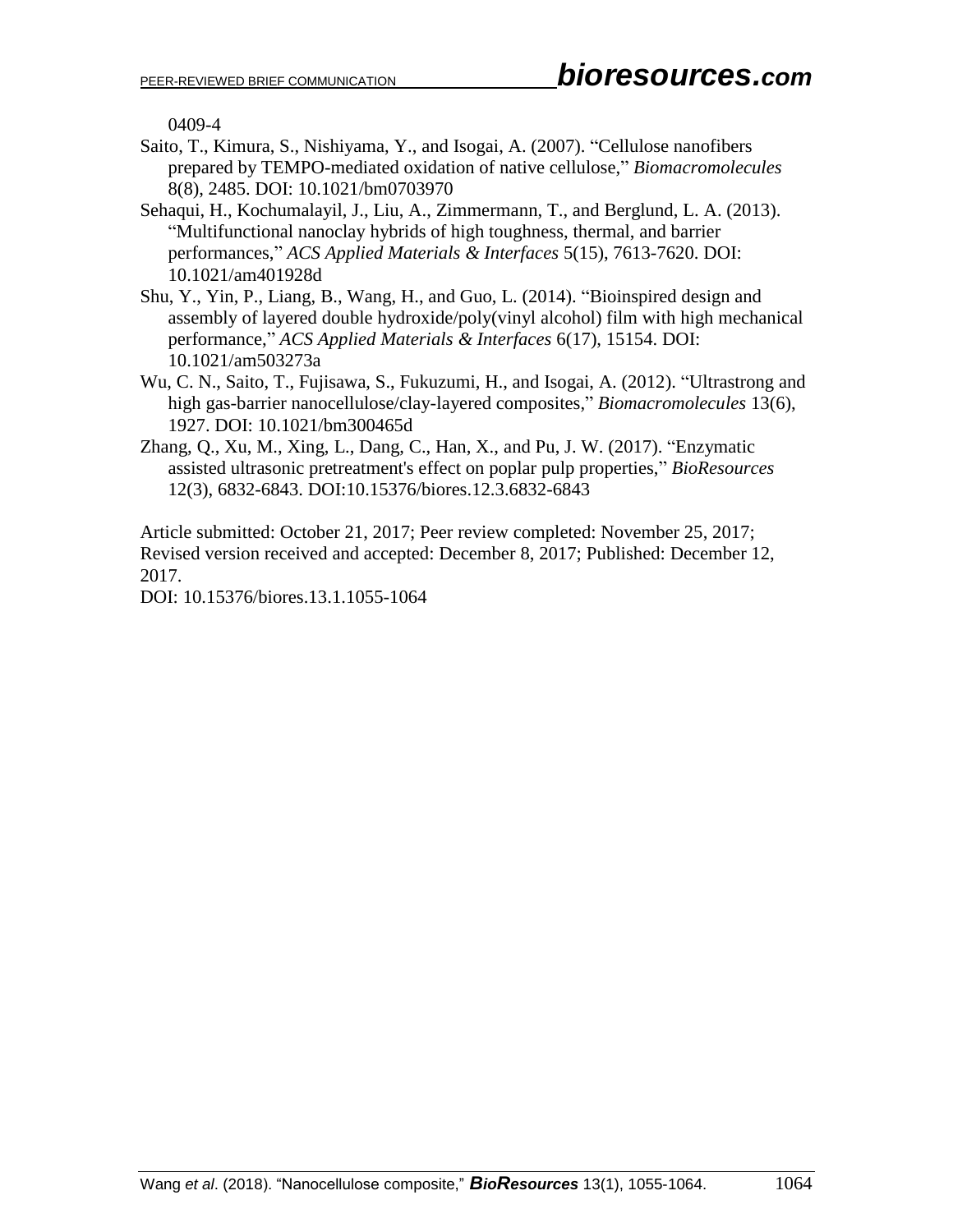0409-4

Saito, T., Kimura, S., Nishiyama, Y., and Isogai, A. (2007). "Cellulose nanofibers prepared by TEMPO-mediated oxidation of native cellulose," *Biomacromolecules* 8(8), 2485. DOI: 10.1021/bm0703970

Sehaqui, H., Kochumalayil, J., Liu, A., Zimmermann, T., and Berglund, L. A. (2013). "Multifunctional nanoclay hybrids of high toughness, thermal, and barrier performances," *ACS Applied Materials & Interfaces* 5(15), 7613-7620. DOI: 10.1021/am401928d

Shu, Y., Yin, P., Liang, B., Wang, H., and Guo, L. (2014). "Bioinspired design and assembly of layered double hydroxide/poly(vinyl alcohol) film with high mechanical performance," *ACS Applied Materials & Interfaces* 6(17), 15154. DOI: 10.1021/am503273a

Wu, C. N., Saito, T., Fujisawa, S., Fukuzumi, H., and Isogai, A. (2012). "Ultrastrong and high gas-barrier nanocellulose/clay-layered composites," *Biomacromolecules* 13(6), 1927. DOI: 10.1021/bm300465d

Zhang, Q., Xu, M., Xing, L., Dang, C., Han, X., and Pu, J. W. (2017). "Enzymatic assisted ultrasonic pretreatment's effect on poplar pulp properties," *BioResources* 12(3), 6832-6843. DOI:10.15376/biores.12.3.6832-6843

Article submitted: October 21, 2017; Peer review completed: November 25, 2017; Revised version received and accepted: December 8, 2017; Published: December 12, 2017.

DOI: 10.15376/biores.13.1.1055-1064